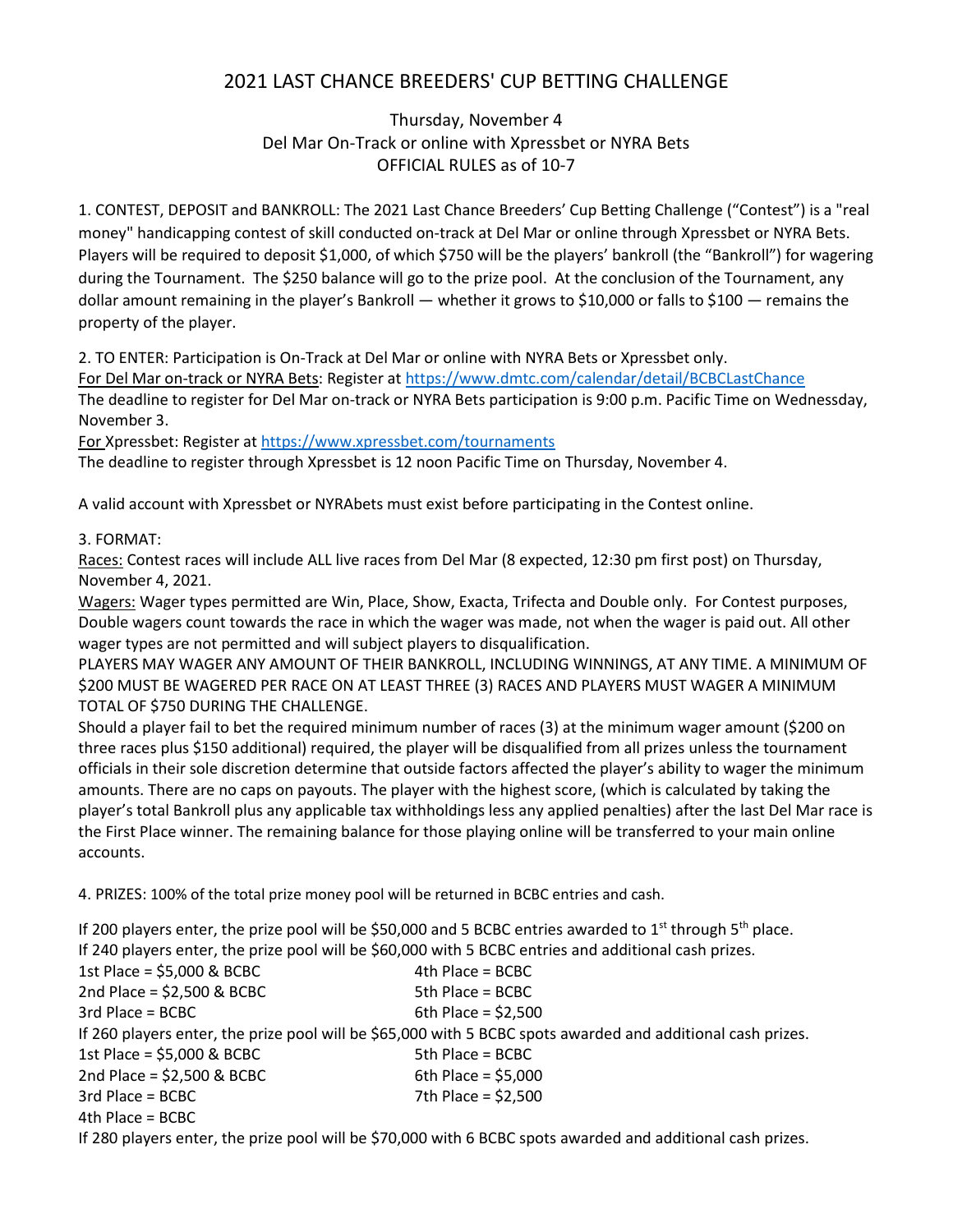# 2021 LAST CHANCE BREEDERS' CUP BETTING CHALLENGE

Thursday, November 4
Del Mar On-Track or online with Xpressbet or NYRA Bets
OFFICIAL RULES as of 10-7

1. CONTEST, DEPOSIT and BANKROLL: The 2021 Last Chance Breeders' Cup Betting Challenge ("Contest") is a "real money" handicapping contest of skill conducted on-track at Del Mar or online through Xpressbet or NYRA Bets. Players will be required to deposit $1,000, of which $750 will be the players' bankroll (the "Bankroll") for wagering during the Tournament. The $250 balance will go to the prize pool. At the conclusion of the Tournament, any dollar amount remaining in the player's Bankroll — whether it grows to $10,000 or falls to $100 — remains the property of the player.

2. TO ENTER: Participation is On-Track at Del Mar or online with NYRA Bets or Xpressbet only.
For Del Mar on-track or NYRA Bets: Register at https://www.dmtc.com/calendar/detail/BCBCLastChance
The deadline to register for Del Mar on-track or NYRA Bets participation is 9:00 p.m. Pacific Time on Wednessday, November 3.
For Xpressbet: Register at https://www.xpressbet.com/tournaments
The deadline to register through Xpressbet is 12 noon Pacific Time on Thursday, November 4.

A valid account with Xpressbet or NYRAbets must exist before participating in the Contest online.

3. FORMAT:
Races: Contest races will include ALL live races from Del Mar (8 expected, 12:30 pm first post) on Thursday, November 4, 2021.
Wagers: Wager types permitted are Win, Place, Show, Exacta, Trifecta and Double only. For Contest purposes, Double wagers count towards the race in which the wager was made, not when the wager is paid out. All other wager types are not permitted and will subject players to disqualification.
PLAYERS MAY WAGER ANY AMOUNT OF THEIR BANKROLL, INCLUDING WINNINGS, AT ANY TIME. A MINIMUM OF $200 MUST BE WAGERED PER RACE ON AT LEAST THREE (3) RACES AND PLAYERS MUST WAGER A MINIMUM TOTAL OF $750 DURING THE CHALLENGE.
Should a player fail to bet the required minimum number of races (3) at the minimum wager amount ($200 on three races plus $150 additional) required, the player will be disqualified from all prizes unless the tournament officials in their sole discretion determine that outside factors affected the player's ability to wager the minimum amounts. There are no caps on payouts. The player with the highest score, (which is calculated by taking the player's total Bankroll plus any applicable tax withholdings less any applied penalties) after the last Del Mar race is the First Place winner. The remaining balance for those playing online will be transferred to your main online accounts.

4. PRIZES: 100% of the total prize money pool will be returned in BCBC entries and cash.

If 200 players enter, the prize pool will be $50,000 and 5 BCBC entries awarded to 1st through 5th place.
If 240 players enter, the prize pool will be $60,000 with 5 BCBC entries and additional cash prizes.

- 1st Place = $5,000 & BCBC
- 2nd Place = $2,500 & BCBC
- 3rd Place = BCBC
- 4th Place = BCBC
- 5th Place = BCBC
- 6th Place = $2,500

If 260 players enter, the prize pool will be $65,000 with 5 BCBC spots awarded and additional cash prizes.

- 1st Place = $5,000 & BCBC
- 2nd Place = $2,500 & BCBC
- 3rd Place = BCBC
- 4th Place = BCBC
- 5th Place = BCBC
- 6th Place = $5,000
- 7th Place = $2,500

If 280 players enter, the prize pool will be $70,000 with 6 BCBC spots awarded and additional cash prizes.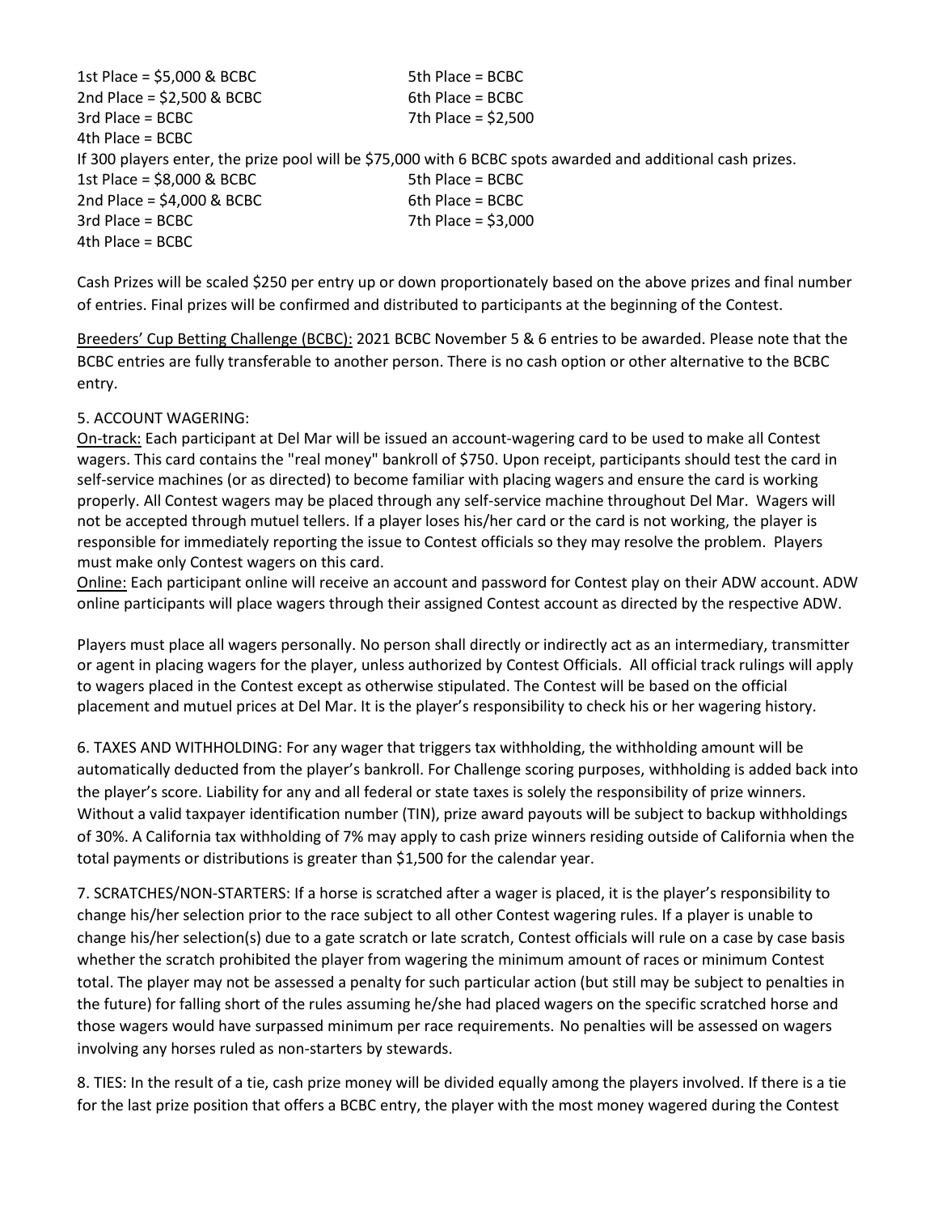1st Place = $5,000 & BCBC
2nd Place = $2,500 & BCBC
3rd Place = BCBC
4th Place = BCBC
5th Place = BCBC
6th Place = BCBC
7th Place = $2,500

If 300 players enter, the prize pool will be $75,000 with 6 BCBC spots awarded and additional cash prizes.

1st Place = $8,000 & BCBC
2nd Place = $4,000 & BCBC
3rd Place = BCBC
4th Place = BCBC
5th Place = BCBC
6th Place = BCBC
7th Place = $3,000

Cash Prizes will be scaled $250 per entry up or down proportionately based on the above prizes and final number of entries. Final prizes will be confirmed and distributed to participants at the beginning of the Contest.

Breeders' Cup Betting Challenge (BCBC): 2021 BCBC November 5 & 6 entries to be awarded. Please note that the BCBC entries are fully transferable to another person. There is no cash option or other alternative to the BCBC entry.

5. ACCOUNT WAGERING:

On-track: Each participant at Del Mar will be issued an account-wagering card to be used to make all Contest wagers. This card contains the "real money" bankroll of $750. Upon receipt, participants should test the card in self-service machines (or as directed) to become familiar with placing wagers and ensure the card is working properly. All Contest wagers may be placed through any self-service machine throughout Del Mar. Wagers will not be accepted through mutuel tellers. If a player loses his/her card or the card is not working, the player is responsible for immediately reporting the issue to Contest officials so they may resolve the problem. Players must make only Contest wagers on this card.

Online: Each participant online will receive an account and password for Contest play on their ADW account. ADW online participants will place wagers through their assigned Contest account as directed by the respective ADW.

Players must place all wagers personally. No person shall directly or indirectly act as an intermediary, transmitter or agent in placing wagers for the player, unless authorized by Contest Officials. All official track rulings will apply to wagers placed in the Contest except as otherwise stipulated. The Contest will be based on the official placement and mutuel prices at Del Mar. It is the player's responsibility to check his or her wagering history.

6. TAXES AND WITHHOLDING: For any wager that triggers tax withholding, the withholding amount will be automatically deducted from the player's bankroll. For Challenge scoring purposes, withholding is added back into the player's score. Liability for any and all federal or state taxes is solely the responsibility of prize winners. Without a valid taxpayer identification number (TIN), prize award payouts will be subject to backup withholdings of 30%. A California tax withholding of 7% may apply to cash prize winners residing outside of California when the total payments or distributions is greater than $1,500 for the calendar year.

7. SCRATCHES/NON-STARTERS: If a horse is scratched after a wager is placed, it is the player's responsibility to change his/her selection prior to the race subject to all other Contest wagering rules. If a player is unable to change his/her selection(s) due to a gate scratch or late scratch, Contest officials will rule on a case by case basis whether the scratch prohibited the player from wagering the minimum amount of races or minimum Contest total. The player may not be assessed a penalty for such particular action (but still may be subject to penalties in the future) for falling short of the rules assuming he/she had placed wagers on the specific scratched horse and those wagers would have surpassed minimum per race requirements. No penalties will be assessed on wagers involving any horses ruled as non-starters by stewards.

8. TIES: In the result of a tie, cash prize money will be divided equally among the players involved. If there is a tie for the last prize position that offers a BCBC entry, the player with the most money wagered during the Contest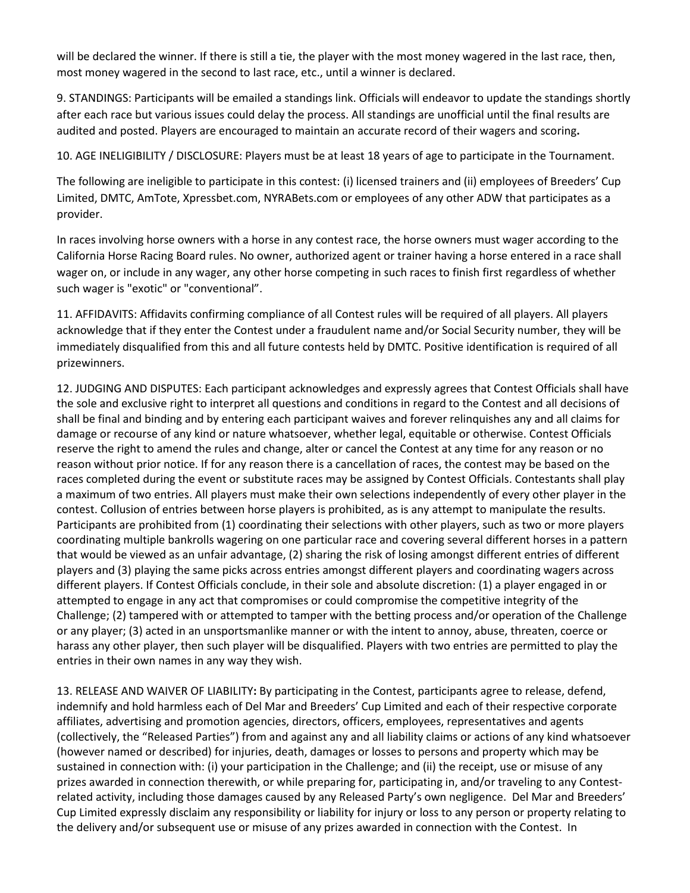will be declared the winner. If there is still a tie, the player with the most money wagered in the last race, then, most money wagered in the second to last race, etc., until a winner is declared.

9. STANDINGS: Participants will be emailed a standings link. Officials will endeavor to update the standings shortly after each race but various issues could delay the process. All standings are unofficial until the final results are audited and posted. Players are encouraged to maintain an accurate record of their wagers and scoring**.**

10. AGE INELIGIBILITY / DISCLOSURE: Players must be at least 18 years of age to participate in the Tournament.

The following are ineligible to participate in this contest: (i) licensed trainers and (ii) employees of Breeders' Cup Limited, DMTC, AmTote, Xpressbet.com, NYRABets.com or employees of any other ADW that participates as a provider.

In races involving horse owners with a horse in any contest race, the horse owners must wager according to the California Horse Racing Board rules. No owner, authorized agent or trainer having a horse entered in a race shall wager on, or include in any wager, any other horse competing in such races to finish first regardless of whether such wager is "exotic" or "conventional".

11. AFFIDAVITS: Affidavits confirming compliance of all Contest rules will be required of all players. All players acknowledge that if they enter the Contest under a fraudulent name and/or Social Security number, they will be immediately disqualified from this and all future contests held by DMTC. Positive identification is required of all prizewinners.

12. JUDGING AND DISPUTES: Each participant acknowledges and expressly agrees that Contest Officials shall have the sole and exclusive right to interpret all questions and conditions in regard to the Contest and all decisions of shall be final and binding and by entering each participant waives and forever relinquishes any and all claims for damage or recourse of any kind or nature whatsoever, whether legal, equitable or otherwise. Contest Officials reserve the right to amend the rules and change, alter or cancel the Contest at any time for any reason or no reason without prior notice. If for any reason there is a cancellation of races, the contest may be based on the races completed during the event or substitute races may be assigned by Contest Officials. Contestants shall play a maximum of two entries. All players must make their own selections independently of every other player in the contest. Collusion of entries between horse players is prohibited, as is any attempt to manipulate the results. Participants are prohibited from (1) coordinating their selections with other players, such as two or more players coordinating multiple bankrolls wagering on one particular race and covering several different horses in a pattern that would be viewed as an unfair advantage, (2) sharing the risk of losing amongst different entries of different players and (3) playing the same picks across entries amongst different players and coordinating wagers across different players. If Contest Officials conclude, in their sole and absolute discretion: (1) a player engaged in or attempted to engage in any act that compromises or could compromise the competitive integrity of the Challenge; (2) tampered with or attempted to tamper with the betting process and/or operation of the Challenge or any player; (3) acted in an unsportsmanlike manner or with the intent to annoy, abuse, threaten, coerce or harass any other player, then such player will be disqualified. Players with two entries are permitted to play the entries in their own names in any way they wish.

13. RELEASE AND WAIVER OF LIABILITY**:** By participating in the Contest, participants agree to release, defend, indemnify and hold harmless each of Del Mar and Breeders' Cup Limited and each of their respective corporate affiliates, advertising and promotion agencies, directors, officers, employees, representatives and agents (collectively, the "Released Parties") from and against any and all liability claims or actions of any kind whatsoever (however named or described) for injuries, death, damages or losses to persons and property which may be sustained in connection with: (i) your participation in the Challenge; and (ii) the receipt, use or misuse of any prizes awarded in connection therewith, or while preparing for, participating in, and/or traveling to any Contest-related activity, including those damages caused by any Released Party's own negligence. Del Mar and Breeders' Cup Limited expressly disclaim any responsibility or liability for injury or loss to any person or property relating to the delivery and/or subsequent use or misuse of any prizes awarded in connection with the Contest. In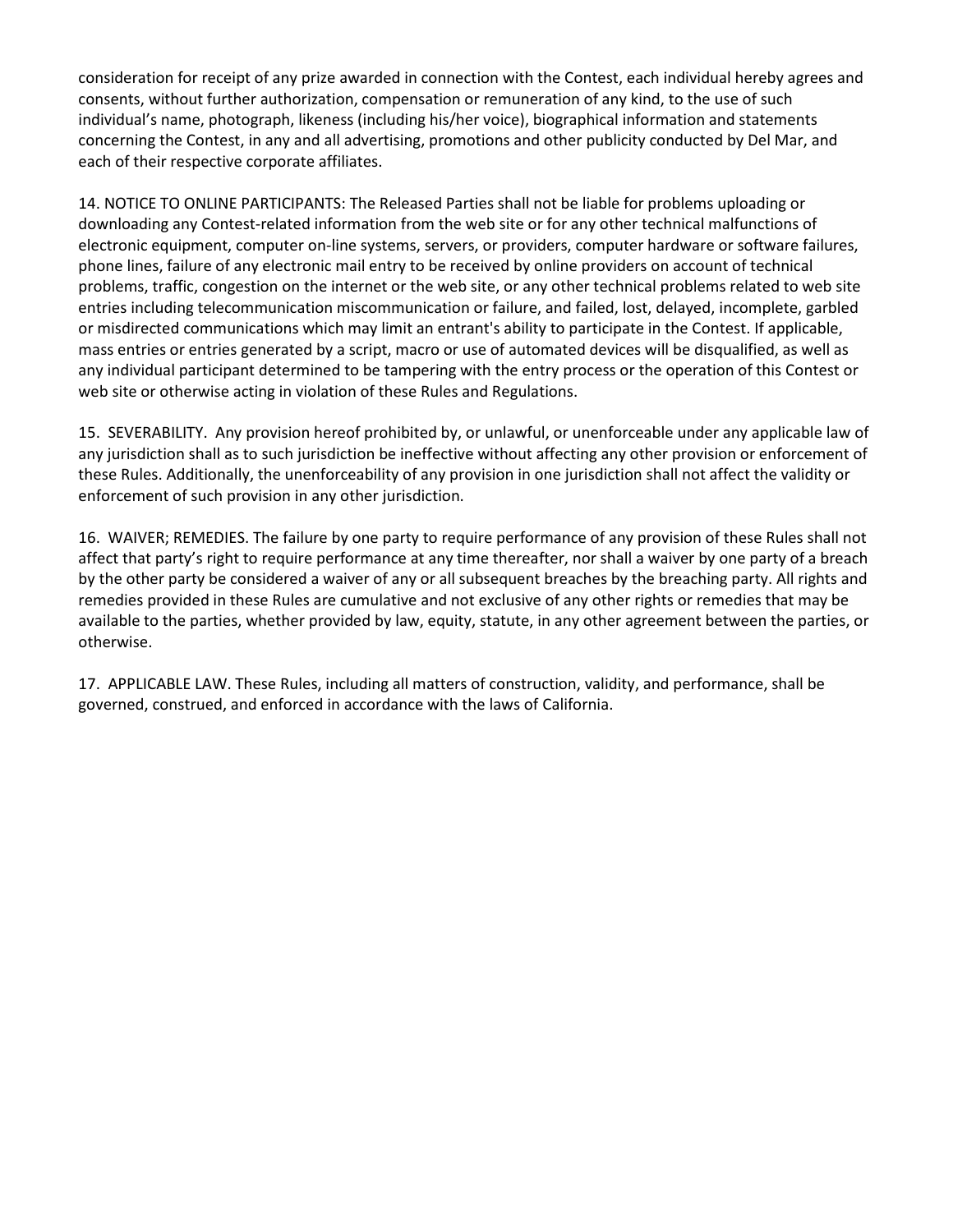consideration for receipt of any prize awarded in connection with the Contest, each individual hereby agrees and consents, without further authorization, compensation or remuneration of any kind, to the use of such individual's name, photograph, likeness (including his/her voice), biographical information and statements concerning the Contest, in any and all advertising, promotions and other publicity conducted by Del Mar, and each of their respective corporate affiliates.

14. NOTICE TO ONLINE PARTICIPANTS: The Released Parties shall not be liable for problems uploading or downloading any Contest-related information from the web site or for any other technical malfunctions of electronic equipment, computer on-line systems, servers, or providers, computer hardware or software failures, phone lines, failure of any electronic mail entry to be received by online providers on account of technical problems, traffic, congestion on the internet or the web site, or any other technical problems related to web site entries including telecommunication miscommunication or failure, and failed, lost, delayed, incomplete, garbled or misdirected communications which may limit an entrant's ability to participate in the Contest. If applicable, mass entries or entries generated by a script, macro or use of automated devices will be disqualified, as well as any individual participant determined to be tampering with the entry process or the operation of this Contest or web site or otherwise acting in violation of these Rules and Regulations.

15. SEVERABILITY. Any provision hereof prohibited by, or unlawful, or unenforceable under any applicable law of any jurisdiction shall as to such jurisdiction be ineffective without affecting any other provision or enforcement of these Rules. Additionally, the unenforceability of any provision in one jurisdiction shall not affect the validity or enforcement of such provision in any other jurisdiction.

16. WAIVER; REMEDIES. The failure by one party to require performance of any provision of these Rules shall not affect that party's right to require performance at any time thereafter, nor shall a waiver by one party of a breach by the other party be considered a waiver of any or all subsequent breaches by the breaching party. All rights and remedies provided in these Rules are cumulative and not exclusive of any other rights or remedies that may be available to the parties, whether provided by law, equity, statute, in any other agreement between the parties, or otherwise.

17. APPLICABLE LAW. These Rules, including all matters of construction, validity, and performance, shall be governed, construed, and enforced in accordance with the laws of California.